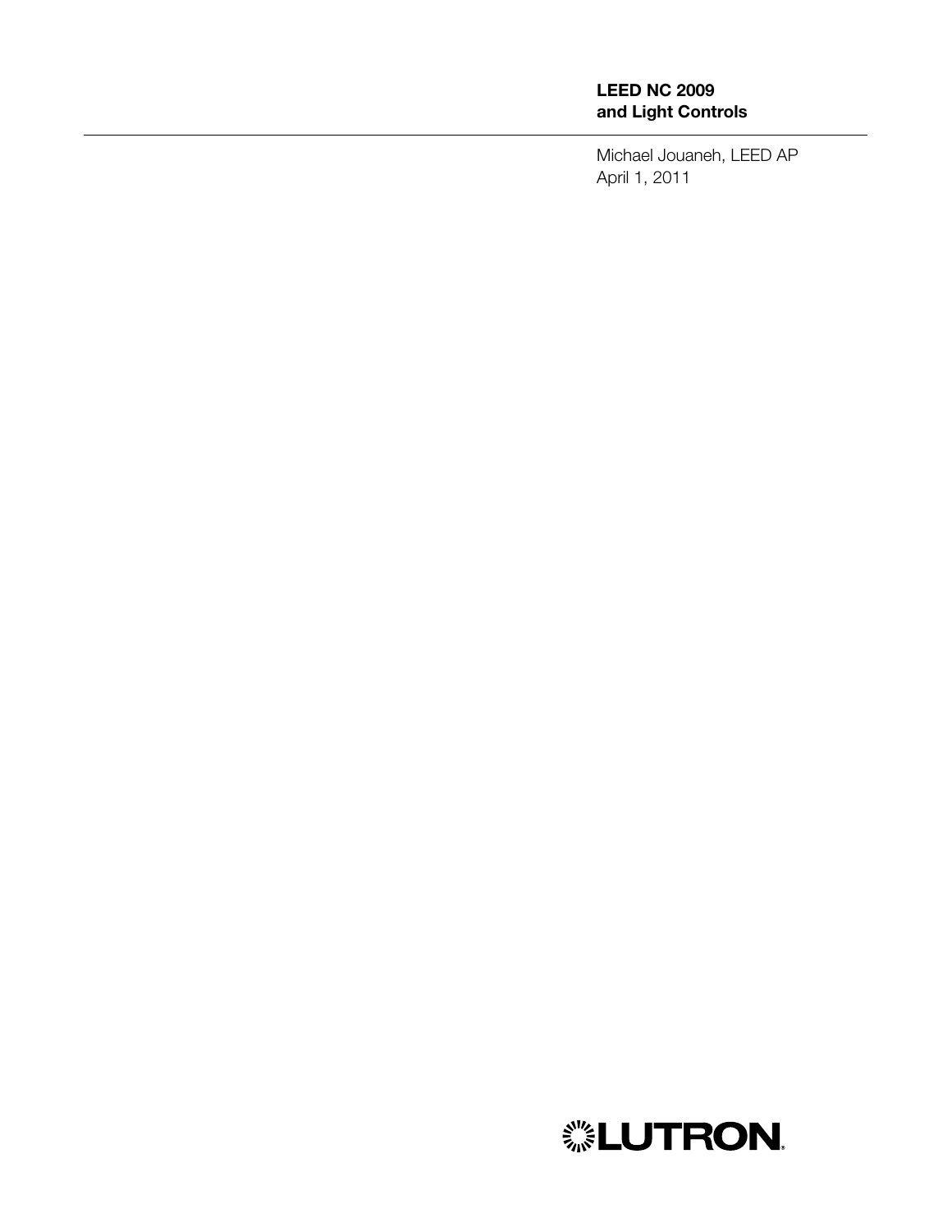# LEED NC 2009 and Light Controls

Michael Jouaneh, LEED AP
April 1, 2011

LUTRON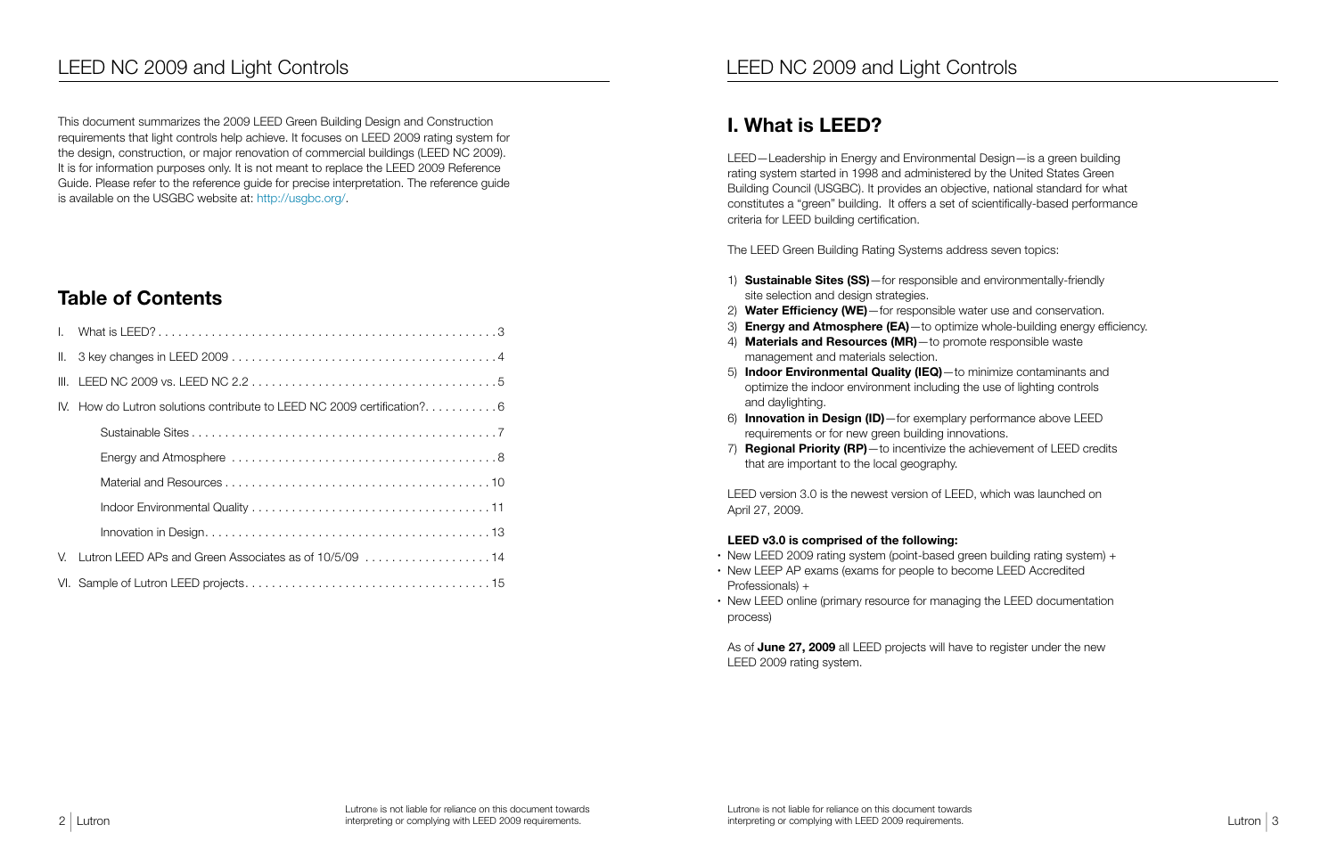This document summarizes the 2009 LEED Green Building Design and Construction requirements that light controls help achieve. It focuses on LEED 2009 rating system for the design, construction, or major renovation of commercial buildings (LEED NC 2009). It is for information purposes only. It is not meant to replace the LEED 2009 Reference Guide. Please refer to the reference guide for precise interpretation. The reference guide is available on the USGBC website at: http://usgbc.org/.

## Table of Contents

I. What is LEED? . . . . . . . . . . 3

II. 3 key changes in LEED 2009 . . . . . . . . . . 4

III. LEED NC 2009 vs. LEED NC 2.2 . . . . . . . . . . 5

IV. How do Lutron solutions contribute to LEED NC 2009 certification? . . . . . . . . . . 6

- Sustainable Sites . . . . . . . . . . 7
- Energy and Atmosphere . . . . . . . . . . 8
- Material and Resources . . . . . . . . . . 10
- Indoor Environmental Quality . . . . . . . . . . 11
- Innovation in Design . . . . . . . . . . 13

V. Lutron LEED APs and Green Associates as of 10/5/09 . . . . . . . . . . 14

VI. Sample of Lutron LEED projects . . . . . . . . . . 15

Lutron® is not liable for reliance on this document towards interpreting or complying with LEED 2009 requirements.

## I. What is LEED?

LEED—Leadership in Energy and Environmental Design—is a green building rating system started in 1998 and administered by the United States Green Building Council (USGBC). It provides an objective, national standard for what constitutes a "green" building. It offers a set of scientifically-based performance criteria for LEED building certification.

The LEED Green Building Rating Systems address seven topics:

1) **Sustainable Sites (SS)**—for responsible and environmentally-friendly site selection and design strategies.
2) **Water Efficiency (WE)**—for responsible water use and conservation.
3) **Energy and Atmosphere (EA)**—to optimize whole-building energy efficiency.
4) **Materials and Resources (MR)**—to promote responsible waste management and materials selection.
5) **Indoor Environmental Quality (IEQ)**—to minimize contaminants and optimize the indoor environment including the use of lighting controls and daylighting.
6) **Innovation in Design (ID)**—for exemplary performance above LEED requirements or for new green building innovations.
7) **Regional Priority (RP)**—to incentivize the achievement of LEED credits that are important to the local geography.

LEED version 3.0 is the newest version of LEED, which was launched on April 27, 2009.

**LEED v3.0 is comprised of the following:**

- New LEED 2009 rating system (point-based green building rating system) +
- New LEEP AP exams (exams for people to become LEED Accredited Professionals) +
- New LEED online (primary resource for managing the LEED documentation process)

As of **June 27, 2009** all LEED projects will have to register under the new LEED 2009 rating system.

Lutron® is not liable for reliance on this document towards interpreting or complying with LEED 2009 requirements.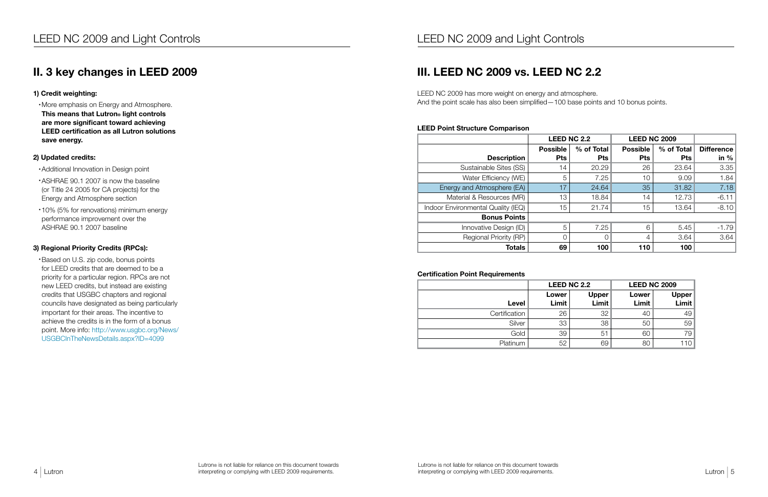## II. 3 key changes in LEED 2009

**1) Credit weighting:**

- More emphasis on Energy and Atmosphere. **This means that Lutron® light controls are more significant toward achieving LEED certification as all Lutron solutions save energy.**

**2) Updated credits:**

- Additional Innovation in Design point
- ASHRAE 90.1 2007 is now the baseline (or Title 24 2005 for CA projects) for the Energy and Atmosphere section
- 10% (5% for renovations) minimum energy performance improvement over the ASHRAE 90.1 2007 baseline

**3) Regional Priority Credits (RPCs):**

- Based on U.S. zip code, bonus points for LEED credits that are deemed to be a priority for a particular region. RPCs are not new LEED credits, but instead are existing credits that USGBC chapters and regional councils have designated as being particularly important for their areas. The incentive to achieve the credits is in the form of a bonus point. More info: http://www.usgbc.org/News/USGBCInTheNewsDetails.aspx?ID=4099

Lutron® is not liable for reliance on this document towards interpreting or complying with LEED 2009 requirements.

## III. LEED NC 2009 vs. LEED NC 2.2

LEED NC 2009 has more weight on energy and atmosphere.
And the point scale has also been simplified—100 base points and 10 bonus points.

**LEED Point Structure Comparison**

| | LEED NC 2.2 | | LEED NC 2009 | | |
|---|---|---|---|---|---|
| **Description** | **Possible Pts** | **% of Total Pts** | **Possible Pts** | **% of Total Pts** | **Difference in %** |
| Sustainable Sites (SS) | 14 | 20.29 | 26 | 23.64 | 3.35 |
| Water Efficiency (WE) | 5 | 7.25 | 10 | 9.09 | 1.84 |
| Energy and Atmosphere (EA) | 17 | 24.64 | 35 | 31.82 | 7.18 |
| Material & Resources (MR) | 13 | 18.84 | 14 | 12.73 | -6.11 |
| Indoor Environmental Quality (IEQ) | 15 | 21.74 | 15 | 13.64 | -8.10 |
| **Bonus Points** | | | | | |
| Innovative Design (ID) | 5 | 7.25 | 6 | 5.45 | -1.79 |
| Regional Priority (RP) | 0 | 0 | 4 | 3.64 | 3.64 |
| **Totals** | **69** | **100** | **110** | **100** | |

**Certification Point Requirements**

| | LEED NC 2.2 | | LEED NC 2009 | |
|---|---|---|---|---|
| **Level** | **Lower Limit** | **Upper Limit** | **Lower Limit** | **Upper Limit** |
| Certification | 26 | 32 | 40 | 49 |
| Silver | 33 | 38 | 50 | 59 |
| Gold | 39 | 51 | 60 | 79 |
| Platinum | 52 | 69 | 80 | 110 |

Lutron® is not liable for reliance on this document towards interpreting or complying with LEED 2009 requirements.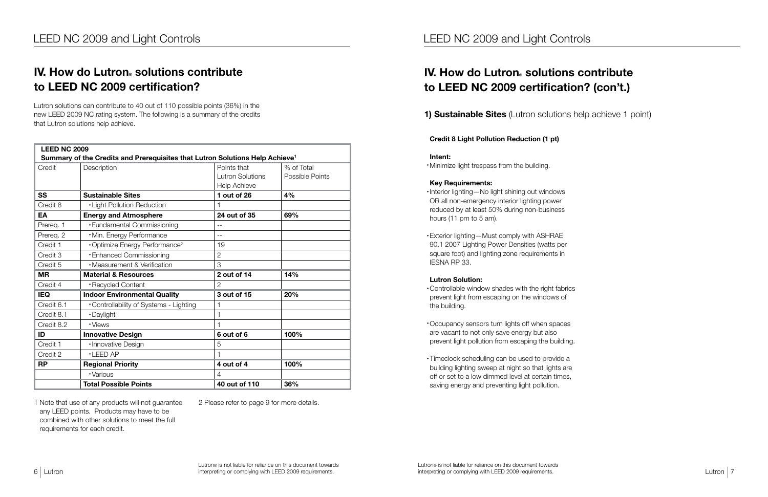## IV. How do Lutron® solutions contribute to LEED NC 2009 certification?

Lutron solutions can contribute to 40 out of 110 possible points (36%) in the new LEED 2009 NC rating system. The following is a summary of the credits that Lutron solutions help achieve.

**LEED NC 2009**
**Summary of the Credits and Prerequisites that Lutron Solutions Help Achieve[1]**

| Credit | Description | Points that Lutron Solutions Help Achieve | % of Total Possible Points |
|---|---|---|---|
| **SS** | **Sustainable Sites** | **1 out of 26** | **4%** |
| Credit 8 | • Light Pollution Reduction | 1 | |
| **EA** | **Energy and Atmosphere** | **24 out of 35** | **69%** |
| Prereq. 1 | • Fundamental Commissioning | -- | |
| Prereq. 2 | • Min. Energy Performance | -- | |
| Credit 1 | • Optimize Energy Performance[2] | 19 | |
| Credit 3 | • Enhanced Commissioning | 2 | |
| Credit 5 | • Measurement & Verification | 3 | |
| **MR** | **Material & Resources** | **2 out of 14** | **14%** |
| Credit 4 | • Recycled Content | 2 | |
| **IEQ** | **Indoor Environmental Quality** | **3 out of 15** | **20%** |
| Credit 6.1 | • Controllability of Systems - Lighting | 1 | |
| Credit 8.1 | • Daylight | 1 | |
| Credit 8.2 | • Views | 1 | |
| **ID** | **Innovative Design** | **6 out of 6** | **100%** |
| Credit 1 | • Innovative Design | 5 | |
| Credit 2 | • LEED AP | 1 | |
| **RP** | **Regional Priority** | **4 out of 4** | **100%** |
| | • Various | 4 | |
| | **Total Possible Points** | **40 out of 110** | **36%** |

1 Note that use of any products will not guarantee any LEED points. Products may have to be combined with other solutions to meet the full requirements for each credit.

2 Please refer to page 9 for more details.

Lutron® is not liable for reliance on this document towards interpreting or complying with LEED 2009 requirements.

## IV. How do Lutron® solutions contribute to LEED NC 2009 certification? (con't.)

### 1) Sustainable Sites (Lutron solutions help achieve 1 point)

**Credit 8 Light Pollution Reduction (1 pt)**

**Intent:**

- Minimize light trespass from the building.

**Key Requirements:**

- Interior lighting—No light shining out windows OR all non-emergency interior lighting power reduced by at least 50% during non-business hours (11 pm to 5 am).
- Exterior lighting—Must comply with ASHRAE 90.1 2007 Lighting Power Densities (watts per square foot) and lighting zone requirements in IESNA RP 33.

**Lutron Solution:**

- Controllable window shades with the right fabrics prevent light from escaping on the windows of the building.
- Occupancy sensors turn lights off when spaces are vacant to not only save energy but also prevent light pollution from escaping the building.
- Timeclock scheduling can be used to provide a building lighting sweep at night so that lights are off or set to a low dimmed level at certain times, saving energy and preventing light pollution.

Lutron® is not liable for reliance on this document towards interpreting or complying with LEED 2009 requirements.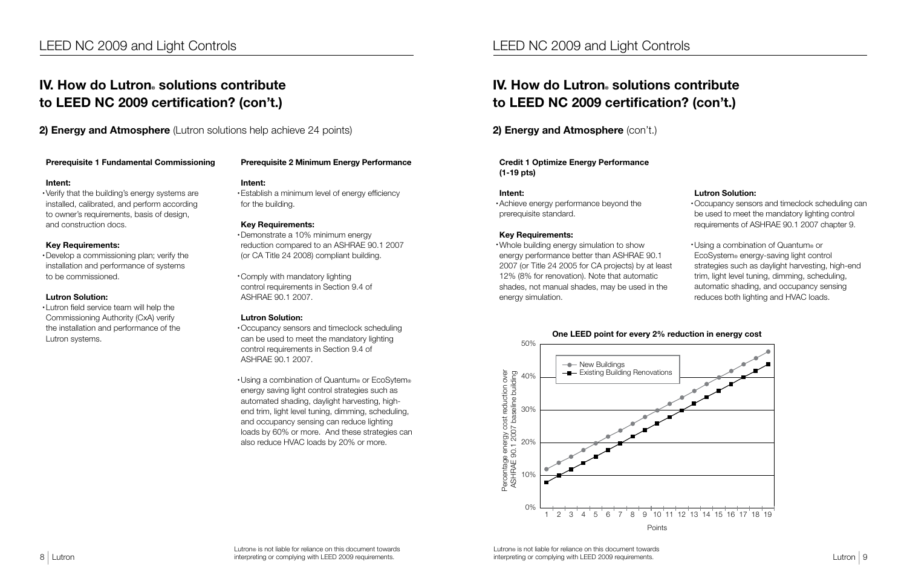## IV. How do Lutron® solutions contribute to LEED NC 2009 certification? (con't.)

**2) Energy and Atmosphere** (Lutron solutions help achieve 24 points)

**Prerequisite 1 Fundamental Commissioning**

**Intent:**

- Verify that the building's energy systems are installed, calibrated, and perform according to owner's requirements, basis of design, and construction docs.

**Key Requirements:**

- Develop a commissioning plan; verify the installation and performance of systems to be commissioned.

**Lutron Solution:**

- Lutron field service team will help the Commissioning Authority (CxA) verify the installation and performance of the Lutron systems.

**Prerequisite 2 Minimum Energy Performance**

**Intent:**

- Establish a minimum level of energy efficiency for the building.

**Key Requirements:**

- Demonstrate a 10% minimum energy reduction compared to an ASHRAE 90.1 2007 (or CA Title 24 2008) compliant building.
- Comply with mandatory lighting control requirements in Section 9.4 of ASHRAE 90.1 2007.

**Lutron Solution:**

- Occupancy sensors and timeclock scheduling can be used to meet the mandatory lighting control requirements in Section 9.4 of ASHRAE 90.1 2007.
- Using a combination of Quantum® or EcoSytem® energy saving light control strategies such as automated shading, daylight harvesting, high-end trim, light level tuning, dimming, scheduling, and occupancy sensing can reduce lighting loads by 60% or more. And these strategies can also reduce HVAC loads by 20% or more.

Lutron® is not liable for reliance on this document towards interpreting or complying with LEED 2009 requirements.

## IV. How do Lutron® solutions contribute to LEED NC 2009 certification? (con't.)

**2) Energy and Atmosphere** (con't.)

**Credit 1 Optimize Energy Performance (1-19 pts)**

**Intent:**

- Achieve energy performance beyond the prerequisite standard.

**Key Requirements:**

- Whole building energy simulation to show energy performance better than ASHRAE 90.1 2007 (or Title 24 2005 for CA projects) by at least 12% (8% for renovation). Note that automatic shades, not manual shades, may be used in the energy simulation.

**Lutron Solution:**

- Occupancy sensors and timeclock scheduling can be used to meet the mandatory lighting control requirements of ASHRAE 90.1 2007 chapter 9.
- Using a combination of Quantum® or EcoSystem® energy-saving light control strategies such as daylight harvesting, high-end trim, light level tuning, dimming, scheduling, automatic shading, and occupancy sensing reduces both lighting and HVAC loads.

**One LEED point for every 2% reduction in energy cost**

| Points | New Buildings (% energy cost reduction over ASHRAE 90.1 2007 baseline building) | Existing Building Renovations (% energy cost reduction over ASHRAE 90.1 2007 baseline building) |
|---|---|---|
| 1 | 12% | 8% |
| 2 | 14% | 10% |
| 3 | 16% | 12% |
| 4 | 18% | 14% |
| 5 | 20% | 16% |
| 6 | 22% | 18% |
| 7 | 24% | 20% |
| 8 | 26% | 22% |
| 9 | 28% | 24% |
| 10 | 30% | 26% |
| 11 | 32% | 28% |
| 12 | 34% | 30% |
| 13 | 36% | 32% |
| 14 | 38% | 34% |
| 15 | 40% | 36% |
| 16 | 42% | 38% |
| 17 | 44% | 40% |
| 18 | 46% | 42% |
| 19 | 48% | 44% |

Lutron® is not liable for reliance on this document towards interpreting or complying with LEED 2009 requirements.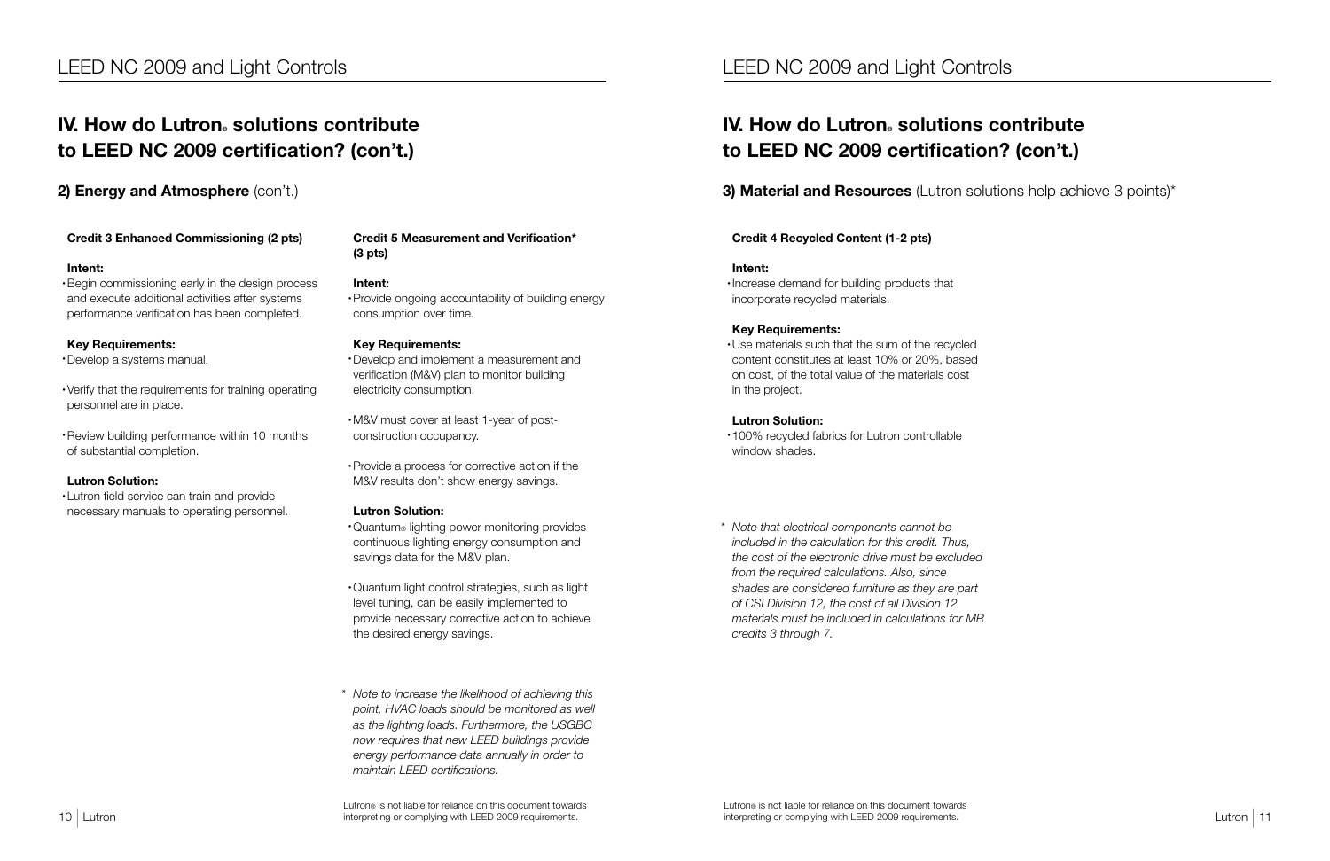# IV. How do Lutron® solutions contribute to LEED NC 2009 certification? (con't.)

## 2) Energy and Atmosphere (con't.)

### Credit 3 Enhanced Commissioning (2 pts)

**Intent:**

- Begin commissioning early in the design process and execute additional activities after systems performance verification has been completed.

**Key Requirements:**

- Develop a systems manual.
- Verify that the requirements for training operating personnel are in place.
- Review building performance within 10 months of substantial completion.

**Lutron Solution:**

- Lutron field service can train and provide necessary manuals to operating personnel.

### Credit 5 Measurement and Verification* (3 pts)

**Intent:**

- Provide ongoing accountability of building energy consumption over time.

**Key Requirements:**

- Develop and implement a measurement and verification (M&V) plan to monitor building electricity consumption.
- M&V must cover at least 1-year of post-construction occupancy.
- Provide a process for corrective action if the M&V results don't show energy savings.

**Lutron Solution:**

- Quantum® lighting power monitoring provides continuous lighting energy consumption and savings data for the M&V plan.
- Quantum light control strategies, such as light level tuning, can be easily implemented to provide necessary corrective action to achieve the desired energy savings.

\* *Note to increase the likelihood of achieving this point, HVAC loads should be monitored as well as the lighting loads. Furthermore, the USGBC now requires that new LEED buildings provide energy performance data annually in order to maintain LEED certifications.*

Lutron® is not liable for reliance on this document towards interpreting or complying with LEED 2009 requirements.

# IV. How do Lutron® solutions contribute to LEED NC 2009 certification? (con't.)

## 3) Material and Resources (Lutron solutions help achieve 3 points)*

### Credit 4 Recycled Content (1-2 pts)

**Intent:**

- Increase demand for building products that incorporate recycled materials.

**Key Requirements:**

- Use materials such that the sum of the recycled content constitutes at least 10% or 20%, based on cost, of the total value of the materials cost in the project.

**Lutron Solution:**

- 100% recycled fabrics for Lutron controllable window shades.

\* *Note that electrical components cannot be included in the calculation for this credit. Thus, the cost of the electronic drive must be excluded from the required calculations. Also, since shades are considered furniture as they are part of CSI Division 12, the cost of all Division 12 materials must be included in calculations for MR credits 3 through 7.*

Lutron® is not liable for reliance on this document towards interpreting or complying with LEED 2009 requirements.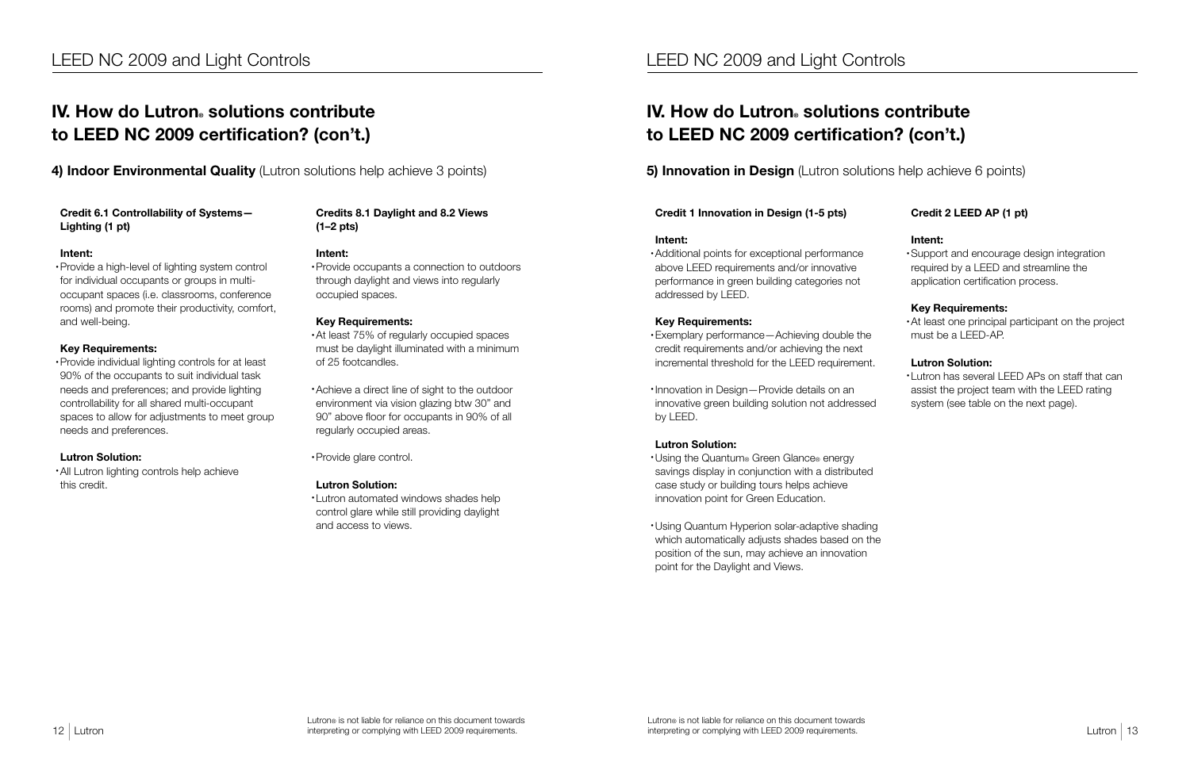## IV. How do Lutron® solutions contribute to LEED NC 2009 certification? (con't.)

**4) Indoor Environmental Quality** (Lutron solutions help achieve 3 points)

**Credit 6.1 Controllability of Systems—Lighting (1 pt)**

**Intent:**

- Provide a high-level of lighting system control for individual occupants or groups in multi-occupant spaces (i.e. classrooms, conference rooms) and promote their productivity, comfort, and well-being.

**Key Requirements:**

- Provide individual lighting controls for at least 90% of the occupants to suit individual task needs and preferences; and provide lighting controllability for all shared multi-occupant spaces to allow for adjustments to meet group needs and preferences.

**Lutron Solution:**

- All Lutron lighting controls help achieve this credit.

**Credits 8.1 Daylight and 8.2 Views (1–2 pts)**

**Intent:**

- Provide occupants a connection to outdoors through daylight and views into regularly occupied spaces.

**Key Requirements:**

- At least 75% of regularly occupied spaces must be daylight illuminated with a minimum of 25 footcandles.
- Achieve a direct line of sight to the outdoor environment via vision glazing btw 30" and 90" above floor for occupants in 90% of all regularly occupied areas.
- Provide glare control.

**Lutron Solution:**

- Lutron automated windows shades help control glare while still providing daylight and access to views.

Lutron® is not liable for reliance on this document towards interpreting or complying with LEED 2009 requirements.

## IV. How do Lutron® solutions contribute to LEED NC 2009 certification? (con't.)

**5) Innovation in Design** (Lutron solutions help achieve 6 points)

**Credit 1 Innovation in Design (1-5 pts)**

**Intent:**

- Additional points for exceptional performance above LEED requirements and/or innovative performance in green building categories not addressed by LEED.

**Key Requirements:**

- Exemplary performance—Achieving double the credit requirements and/or achieving the next incremental threshold for the LEED requirement.
- Innovation in Design—Provide details on an innovative green building solution not addressed by LEED.

**Lutron Solution:**

- Using the Quantum® Green Glance® energy savings display in conjunction with a distributed case study or building tours helps achieve innovation point for Green Education.
- Using Quantum Hyperion solar-adaptive shading which automatically adjusts shades based on the position of the sun, may achieve an innovation point for the Daylight and Views.

**Credit 2 LEED AP (1 pt)**

**Intent:**

- Support and encourage design integration required by a LEED and streamline the application certification process.

**Key Requirements:**

- At least one principal participant on the project must be a LEED-AP.

**Lutron Solution:**

- Lutron has several LEED APs on staff that can assist the project team with the LEED rating system (see table on the next page).

Lutron® is not liable for reliance on this document towards interpreting or complying with LEED 2009 requirements.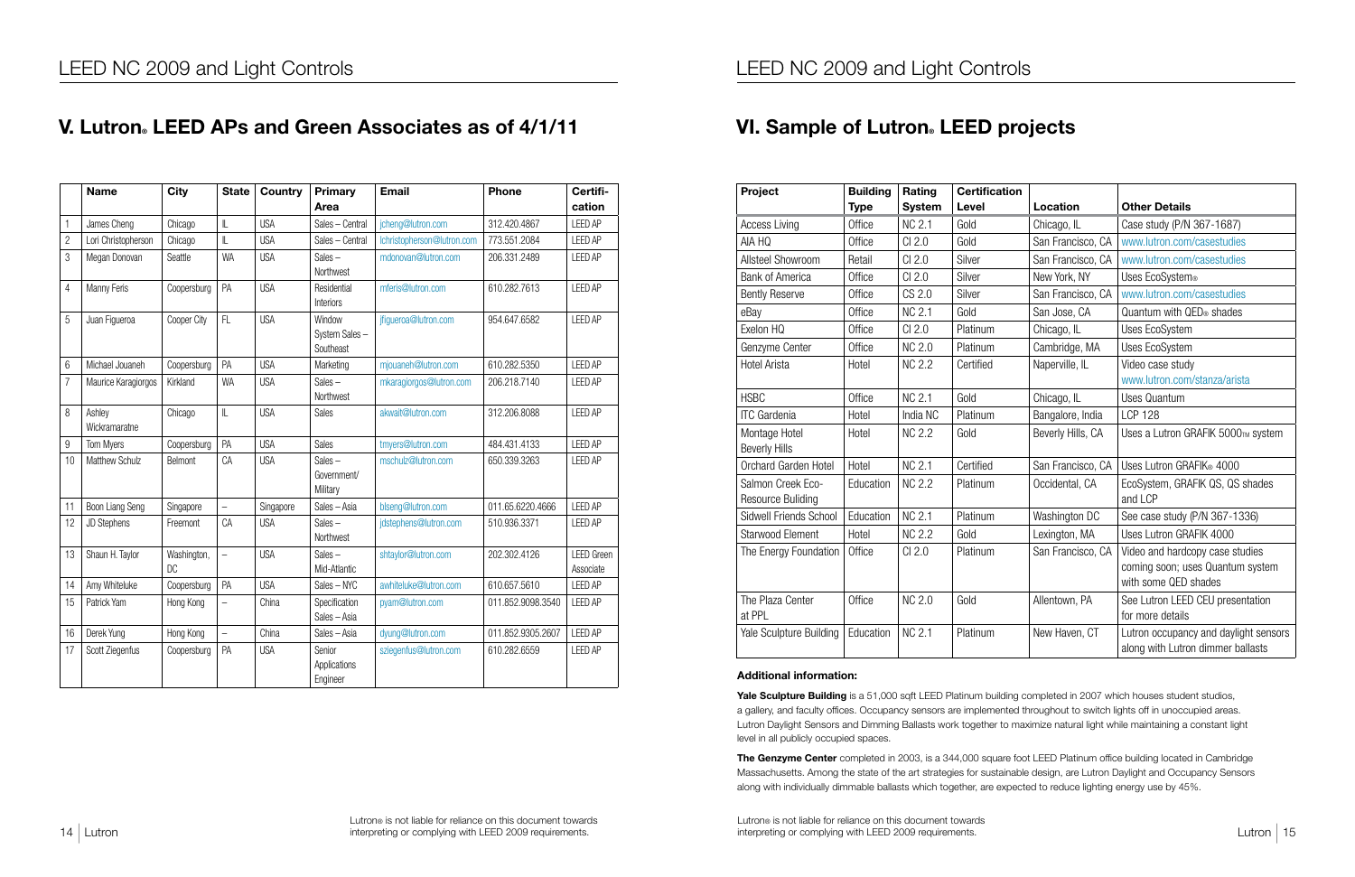## V. Lutron® LEED APs and Green Associates as of 4/1/11

| | Name | City | State | Country | Primary Area | Email | Phone | Certification |
|---|---|---|---|---|---|---|---|---|
| 1 | James Cheng | Chicago | IL | USA | Sales – Central | jcheng@lutron.com | 312.420.4867 | LEED AP |
| 2 | Lori Christopherson | Chicago | IL | USA | Sales – Central | lchristopherson@lutron.com | 773.551.2084 | LEED AP |
| 3 | Megan Donovan | Seattle | WA | USA | Sales – Northwest | mdonovan@lutron.com | 206.331.2489 | LEED AP |
| 4 | Manny Feris | Coopersburg | PA | USA | Residential Interiors | mferis@lutron.com | 610.282.7613 | LEED AP |
| 5 | Juan Figueroa | Cooper City | FL | USA | Window System Sales – Southeast | jfigueroa@lutron.com | 954.647.6582 | LEED AP |
| 6 | Michael Jouaneh | Coopersburg | PA | USA | Marketing | mjouaneh@lutron.com | 610.282.5350 | LEED AP |
| 7 | Maurice Karagiorgos | Kirkland | WA | USA | Sales – Northwest | mkaragiorgos@lutron.com | 206.218.7140 | LEED AP |
| 8 | Ashley Wickramaratne | Chicago | IL | USA | Sales | akwait@lutron.com | 312.206.8088 | LEED AP |
| 9 | Tom Myers | Coopersburg | PA | USA | Sales | tmyers@lutron.com | 484.431.4133 | LEED AP |
| 10 | Matthew Schulz | Belmont | CA | USA | Sales – Government/ Military | mschulz@lutron.com | 650.339.3263 | LEED AP |
| 11 | Boon Liang Seng | Singapore | – | Singapore | Sales – Asia | blseng@lutron.com | 011.65.6220.4666 | LEED AP |
| 12 | JD Stephens | Freemont | CA | USA | Sales – Northwest | jdstephens@lutron.com | 510.936.3371 | LEED AP |
| 13 | Shaun H. Taylor | Washington, DC | – | USA | Sales – Mid-Atlantic | shtaylor@lutron.com | 202.302.4126 | LEED Green Associate |
| 14 | Amy Whiteluke | Coopersburg | PA | USA | Sales – NYC | awhiteluke@lutron.com | 610.657.5610 | LEED AP |
| 15 | Patrick Yam | Hong Kong | – | China | Specification Sales – Asia | pyam@lutron.com | 011.852.9098.3540 | LEED AP |
| 16 | Derek Yung | Hong Kong | – | China | Sales – Asia | dyung@lutron.com | 011.852.9305.2607 | LEED AP |
| 17 | Scott Ziegenfus | Coopersburg | PA | USA | Senior Applications Engineer | sziegenfus@lutron.com | 610.282.6559 | LEED AP |

Lutron® is not liable for reliance on this document towards interpreting or complying with LEED 2009 requirements.

## VI. Sample of Lutron® LEED projects

| Project | Building Type | Rating System | Certification Level | Location | Other Details |
|---|---|---|---|---|---|
| Access Living | Office | NC 2.1 | Gold | Chicago, IL | Case study (P/N 367-1687) |
| AIA HQ | Office | CI 2.0 | Gold | San Francisco, CA | www.lutron.com/casestudies |
| Allsteel Showroom | Retail | CI 2.0 | Silver | San Francisco, CA | www.lutron.com/casestudies |
| Bank of America | Office | CI 2.0 | Silver | New York, NY | Uses EcoSystem® |
| Bently Reserve | Office | CS 2.0 | Silver | San Francisco, CA | www.lutron.com/casestudies |
| eBay | Office | NC 2.1 | Gold | San Jose, CA | Quantum with QED® shades |
| Exelon HQ | Office | CI 2.0 | Platinum | Chicago, IL | Uses EcoSystem |
| Genzyme Center | Office | NC 2.0 | Platinum | Cambridge, MA | Uses EcoSystem |
| Hotel Arista | Hotel | NC 2.2 | Certified | Naperville, IL | Video case study www.lutron.com/stanza/arista |
| HSBC | Office | NC 2.1 | Gold | Chicago, IL | Uses Quantum |
| ITC Gardenia | Hotel | India NC | Platinum | Bangalore, India | LCP 128 |
| Montage Hotel Beverly Hills | Hotel | NC 2.2 | Gold | Beverly Hills, CA | Uses a Lutron GRAFIK 5000™ system |
| Orchard Garden Hotel | Hotel | NC 2.1 | Certified | San Francisco, CA | Uses Lutron GRAFIK® 4000 |
| Salmon Creek Eco-Resource Building | Education | NC 2.2 | Platinum | Occidental, CA | EcoSystem, GRAFIK QS, QS shades and LCP |
| Sidwell Friends School | Education | NC 2.1 | Platinum | Washington DC | See case study (P/N 367-1336) |
| Starwood Element | Hotel | NC 2.2 | Gold | Lexington, MA | Uses Lutron GRAFIK 4000 |
| The Energy Foundation | Office | CI 2.0 | Platinum | San Francisco, CA | Video and hardcopy case studies coming soon; uses Quantum system with some QED shades |
| The Plaza Center at PPL | Office | NC 2.0 | Gold | Allentown, PA | See Lutron LEED CEU presentation for more details |
| Yale Sculpture Building | Education | NC 2.1 | Platinum | New Haven, CT | Lutron occupancy and daylight sensors along with Lutron dimmer ballasts |

**Additional information:**

**Yale Sculpture Building** is a 51,000 sqft LEED Platinum building completed in 2007 which houses student studios, a gallery, and faculty offices. Occupancy sensors are implemented throughout to switch lights off in unoccupied areas. Lutron Daylight Sensors and Dimming Ballasts work together to maximize natural light while maintaining a constant light level in all publicly occupied spaces.

**The Genzyme Center** completed in 2003, is a 344,000 square foot LEED Platinum office building located in Cambridge Massachusetts. Among the state of the art strategies for sustainable design, are Lutron Daylight and Occupancy Sensors along with individually dimmable ballasts which together, are expected to reduce lighting energy use by 45%.

Lutron® is not liable for reliance on this document towards interpreting or complying with LEED 2009 requirements.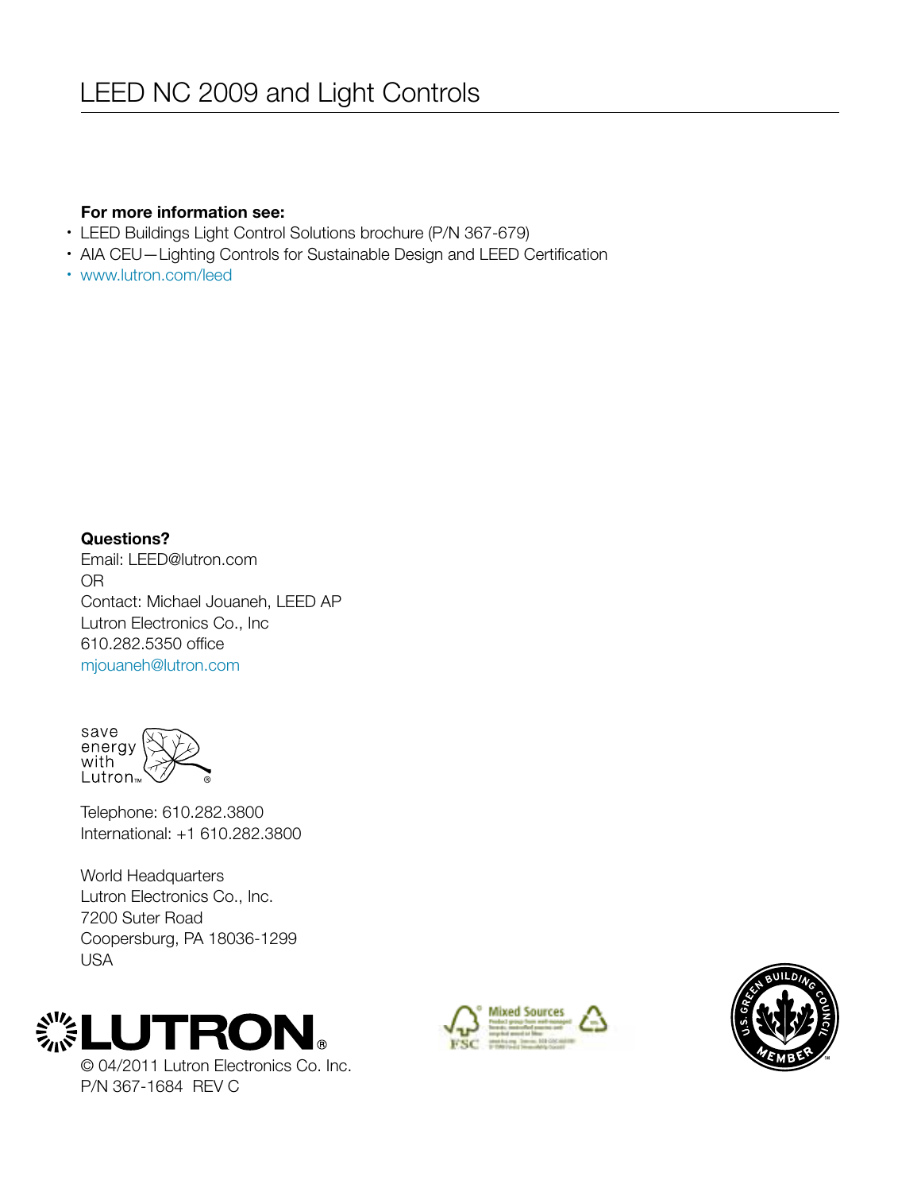# LEED NC 2009 and Light Controls

**For more information see:**

- LEED Buildings Light Control Solutions brochure (P/N 367-679)
- AIA CEU—Lighting Controls for Sustainable Design and LEED Certification
- www.lutron.com/leed

**Questions?**
Email: LEED@lutron.com
OR
Contact: Michael Jouaneh, LEED AP
Lutron Electronics Co., Inc
610.282.5350 office
mjouaneh@lutron.com

save energy with Lutron™ ®

Telephone: 610.282.3800
International: +1 610.282.3800

World Headquarters
Lutron Electronics Co., Inc.
7200 Suter Road
Coopersburg, PA 18036-1299
USA

LUTRON®
© 04/2011 Lutron Electronics Co. Inc.
P/N 367-1684 REV C